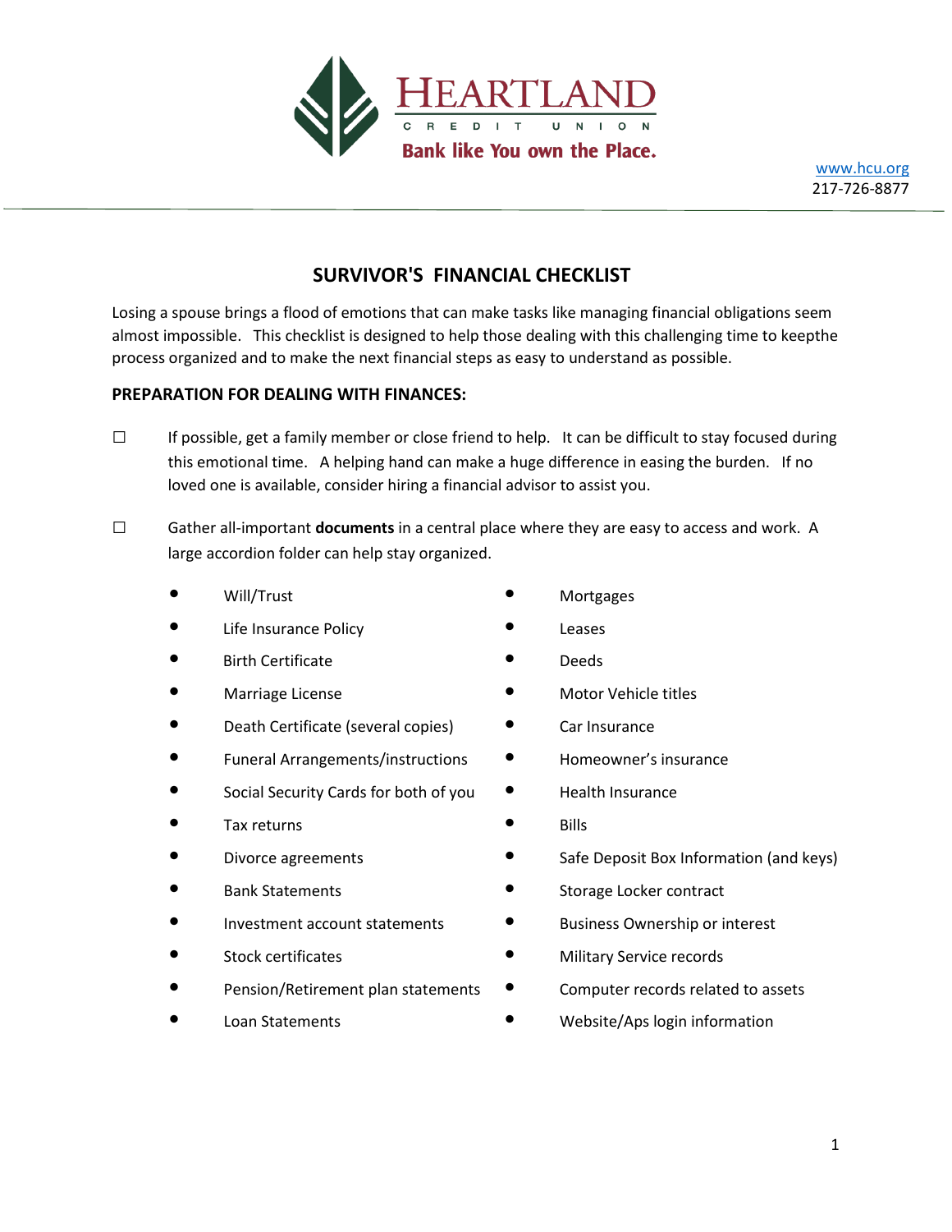HEARTLAND CREDIT UNION

Bank like You own the Place.

www.hcu.org
217-726-8877

# SURVIVOR'S FINANCIAL CHECKLIST

Losing a spouse brings a flood of emotions that can make tasks like managing financial obligations seem almost impossible. This checklist is designed to help those dealing with this challenging time to keepthe process organized and to make the next financial steps as easy to understand as possible.

**PREPARATION FOR DEALING WITH FINANCES:**

☐ If possible, get a family member or close friend to help. It can be difficult to stay focused during this emotional time. A helping hand can make a huge difference in easing the burden. If no loved one is available, consider hiring a financial advisor to assist you.

☐ Gather all-important **documents** in a central place where they are easy to access and work. A large accordion folder can help stay organized.

- Will/Trust
- Life Insurance Policy
- Birth Certificate
- Marriage License
- Death Certificate (several copies)
- Funeral Arrangements/instructions
- Social Security Cards for both of you
- Tax returns
- Divorce agreements
- Bank Statements
- Investment account statements
- Stock certificates
- Pension/Retirement plan statements
- Loan Statements
- Mortgages
- Leases
- Deeds
- Motor Vehicle titles
- Car Insurance
- Homeowner's insurance
- Health Insurance
- Bills
- Safe Deposit Box Information (and keys)
- Storage Locker contract
- Business Ownership or interest
- Military Service records
- Computer records related to assets
- Website/Aps login information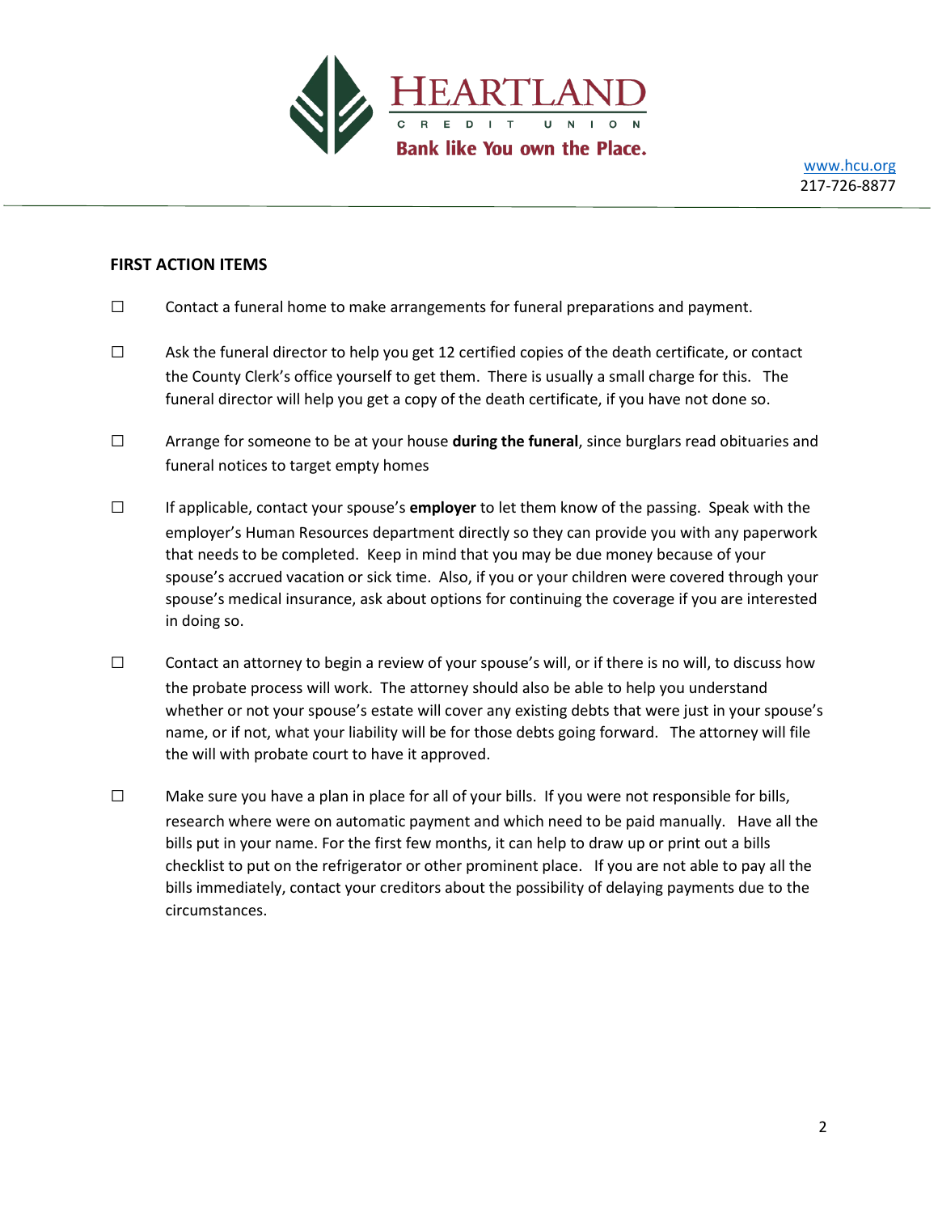**HEARTLAND**
CREDIT UNION
Bank like You own the Place.

www.hcu.org
217-726-8877

## FIRST ACTION ITEMS

☐ Contact a funeral home to make arrangements for funeral preparations and payment.

☐ Ask the funeral director to help you get 12 certified copies of the death certificate, or contact the County Clerk's office yourself to get them. There is usually a small charge for this. The funeral director will help you get a copy of the death certificate, if you have not done so.

☐ Arrange for someone to be at your house **during the funeral**, since burglars read obituaries and funeral notices to target empty homes

☐ If applicable, contact your spouse's **employer** to let them know of the passing. Speak with the employer's Human Resources department directly so they can provide you with any paperwork that needs to be completed. Keep in mind that you may be due money because of your spouse's accrued vacation or sick time. Also, if you or your children were covered through your spouse's medical insurance, ask about options for continuing the coverage if you are interested in doing so.

☐ Contact an attorney to begin a review of your spouse's will, or if there is no will, to discuss how the probate process will work. The attorney should also be able to help you understand whether or not your spouse's estate will cover any existing debts that were just in your spouse's name, or if not, what your liability will be for those debts going forward. The attorney will file the will with probate court to have it approved.

☐ Make sure you have a plan in place for all of your bills. If you were not responsible for bills, research where were on automatic payment and which need to be paid manually. Have all the bills put in your name. For the first few months, it can help to draw up or print out a bills checklist to put on the refrigerator or other prominent place. If you are not able to pay all the bills immediately, contact your creditors about the possibility of delaying payments due to the circumstances.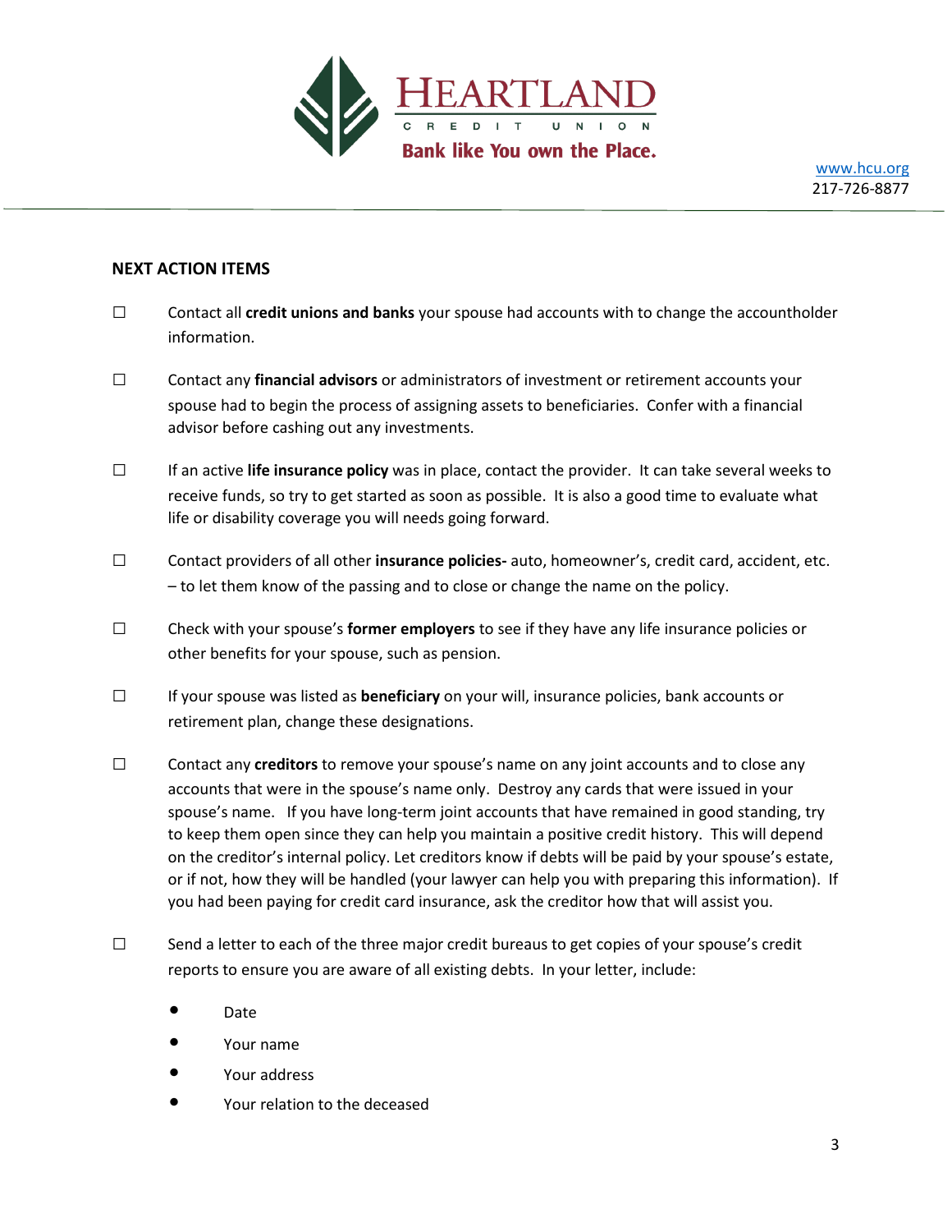## NEXT ACTION ITEMS

- ☐ Contact all **credit unions and banks** your spouse had accounts with to change the accountholder information.
- ☐ Contact any **financial advisors** or administrators of investment or retirement accounts your spouse had to begin the process of assigning assets to beneficiaries. Confer with a financial advisor before cashing out any investments.
- ☐ If an active **life insurance policy** was in place, contact the provider. It can take several weeks to receive funds, so try to get started as soon as possible. It is also a good time to evaluate what life or disability coverage you will needs going forward.
- ☐ Contact providers of all other **insurance policies-** auto, homeowner's, credit card, accident, etc. – to let them know of the passing and to close or change the name on the policy.
- ☐ Check with your spouse's **former employers** to see if they have any life insurance policies or other benefits for your spouse, such as pension.
- ☐ If your spouse was listed as **beneficiary** on your will, insurance policies, bank accounts or retirement plan, change these designations.
- ☐ Contact any **creditors** to remove your spouse's name on any joint accounts and to close any accounts that were in the spouse's name only. Destroy any cards that were issued in your spouse's name. If you have long-term joint accounts that have remained in good standing, try to keep them open since they can help you maintain a positive credit history. This will depend on the creditor's internal policy. Let creditors know if debts will be paid by your spouse's estate, or if not, how they will be handled (your lawyer can help you with preparing this information). If you had been paying for credit card insurance, ask the creditor how that will assist you.
- ☐ Send a letter to each of the three major credit bureaus to get copies of your spouse's credit reports to ensure you are aware of all existing debts. In your letter, include:
  - Date
  - Your name
  - Your address
  - Your relation to the deceased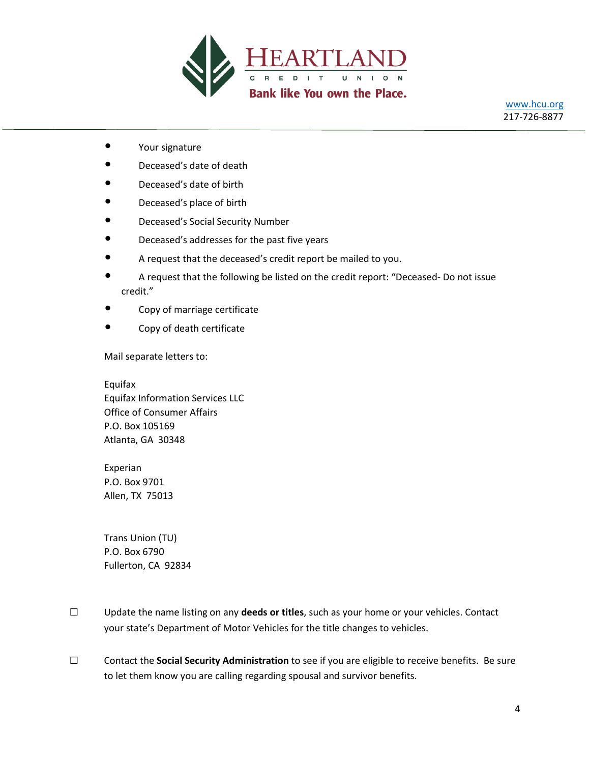- Your signature
- Deceased's date of death
- Deceased's date of birth
- Deceased's place of birth
- Deceased's Social Security Number
- Deceased's addresses for the past five years
- A request that the deceased's credit report be mailed to you.
- A request that the following be listed on the credit report: "Deceased- Do not issue credit."
- Copy of marriage certificate
- Copy of death certificate

Mail separate letters to:

Equifax
Equifax Information Services LLC
Office of Consumer Affairs
P.O. Box 105169
Atlanta, GA 30348

Experian
P.O. Box 9701
Allen, TX 75013

Trans Union (TU)
P.O. Box 6790
Fullerton, CA 92834

☐ Update the name listing on any **deeds or titles**, such as your home or your vehicles. Contact your state's Department of Motor Vehicles for the title changes to vehicles.

☐ Contact the **Social Security Administration** to see if you are eligible to receive benefits. Be sure to let them know you are calling regarding spousal and survivor benefits.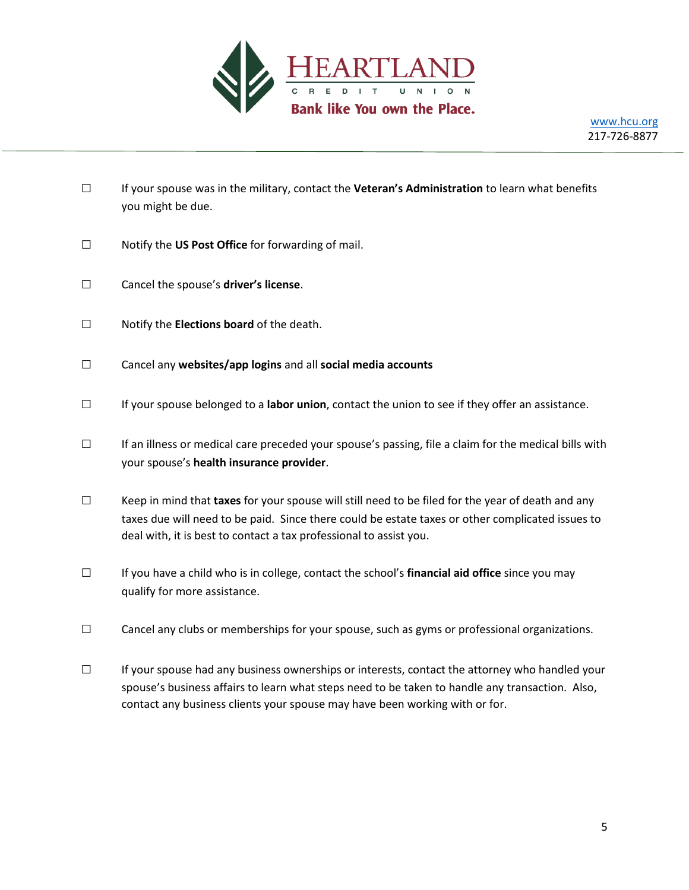- ☐ If your spouse was in the military, contact the **Veteran's Administration** to learn what benefits you might be due.

- ☐ Notify the **US Post Office** for forwarding of mail.

- ☐ Cancel the spouse's **driver's license**.

- ☐ Notify the **Elections board** of the death.

- ☐ Cancel any **websites/app logins** and all **social media accounts**

- ☐ If your spouse belonged to a **labor union**, contact the union to see if they offer an assistance.

- ☐ If an illness or medical care preceded your spouse's passing, file a claim for the medical bills with your spouse's **health insurance provider**.

- ☐ Keep in mind that **taxes** for your spouse will still need to be filed for the year of death and any taxes due will need to be paid. Since there could be estate taxes or other complicated issues to deal with, it is best to contact a tax professional to assist you.

- ☐ If you have a child who is in college, contact the school's **financial aid office** since you may qualify for more assistance.

- ☐ Cancel any clubs or memberships for your spouse, such as gyms or professional organizations.

- ☐ If your spouse had any business ownerships or interests, contact the attorney who handled your spouse's business affairs to learn what steps need to be taken to handle any transaction. Also, contact any business clients your spouse may have been working with or for.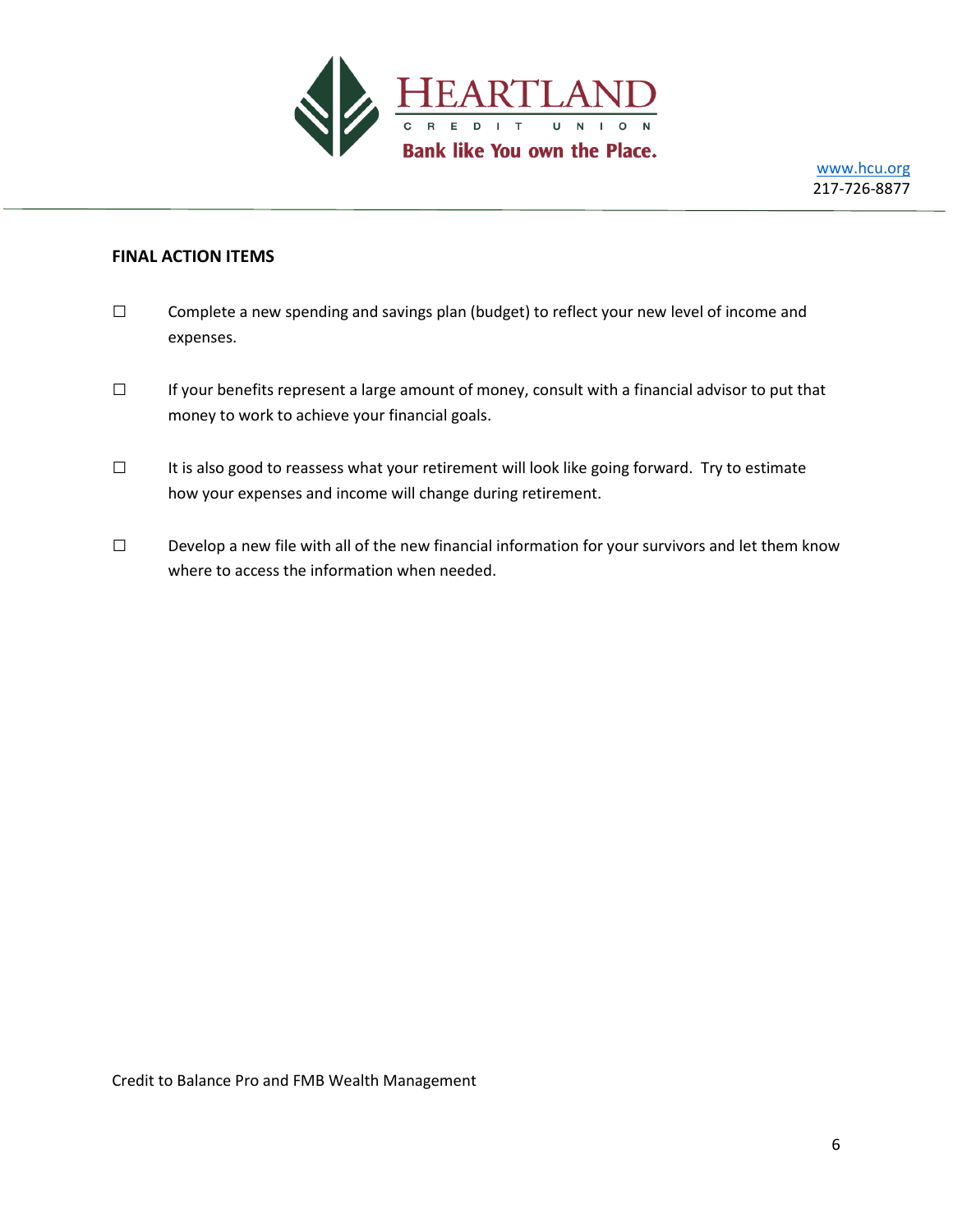## FINAL ACTION ITEMS

☐ Complete a new spending and savings plan (budget) to reflect your new level of income and expenses.

☐ If your benefits represent a large amount of money, consult with a financial advisor to put that money to work to achieve your financial goals.

☐ It is also good to reassess what your retirement will look like going forward. Try to estimate how your expenses and income will change during retirement.

☐ Develop a new file with all of the new financial information for your survivors and let them know where to access the information when needed.

Credit to Balance Pro and FMB Wealth Management